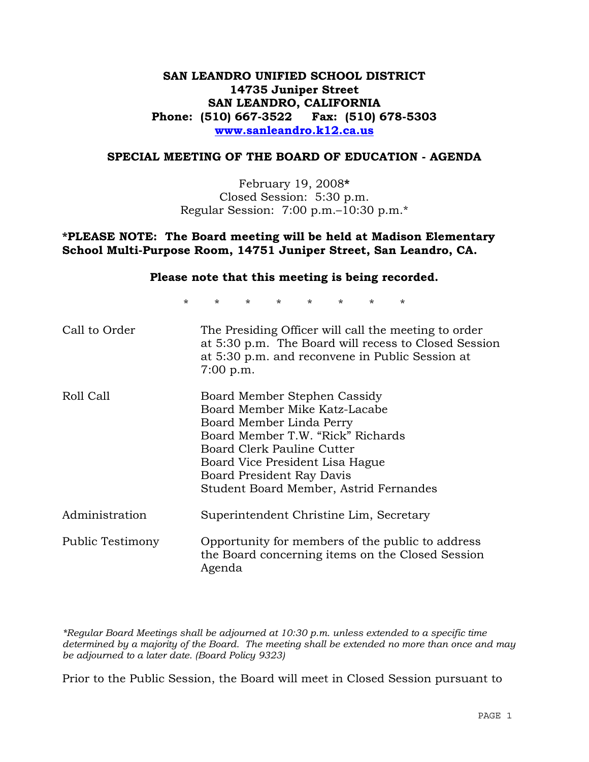**SAN LEANDRO UNIFIED SCHOOL DISTRICT**
**14735 Juniper Street**
**SAN LEANDRO, CALIFORNIA**
**Phone: (510) 667-3522 Fax: (510) 678-5303**
**www.sanleandro.k12.ca.us**

## SPECIAL MEETING OF THE BOARD OF EDUCATION - AGENDA

February 19, 2008**\***
Closed Session: 5:30 p.m.
Regular Session: 7:00 p.m.–10:30 p.m.*

**\*PLEASE NOTE: The Board meeting will be held at Madison Elementary School Multi-Purpose Room, 14751 Juniper Street, San Leandro, CA.**

**Please note that this meeting is being recorded.**

\* \* \* \* \* \* \* \*

| | |
|---|---|
| Call to Order | The Presiding Officer will call the meeting to order at 5:30 p.m. The Board will recess to Closed Session at 5:30 p.m. and reconvene in Public Session at 7:00 p.m. |
| Roll Call | Board Member Stephen Cassidy<br>Board Member Mike Katz-Lacabe<br>Board Member Linda Perry<br>Board Member T.W. "Rick" Richards<br>Board Clerk Pauline Cutter<br>Board Vice President Lisa Hague<br>Board President Ray Davis<br>Student Board Member, Astrid Fernandes |
| Administration | Superintendent Christine Lim, Secretary |
| Public Testimony | Opportunity for members of the public to address the Board concerning items on the Closed Session Agenda |

*\*Regular Board Meetings shall be adjourned at 10:30 p.m. unless extended to a specific time determined by a majority of the Board. The meeting shall be extended no more than once and may be adjourned to a later date. (Board Policy 9323)*

Prior to the Public Session, the Board will meet in Closed Session pursuant to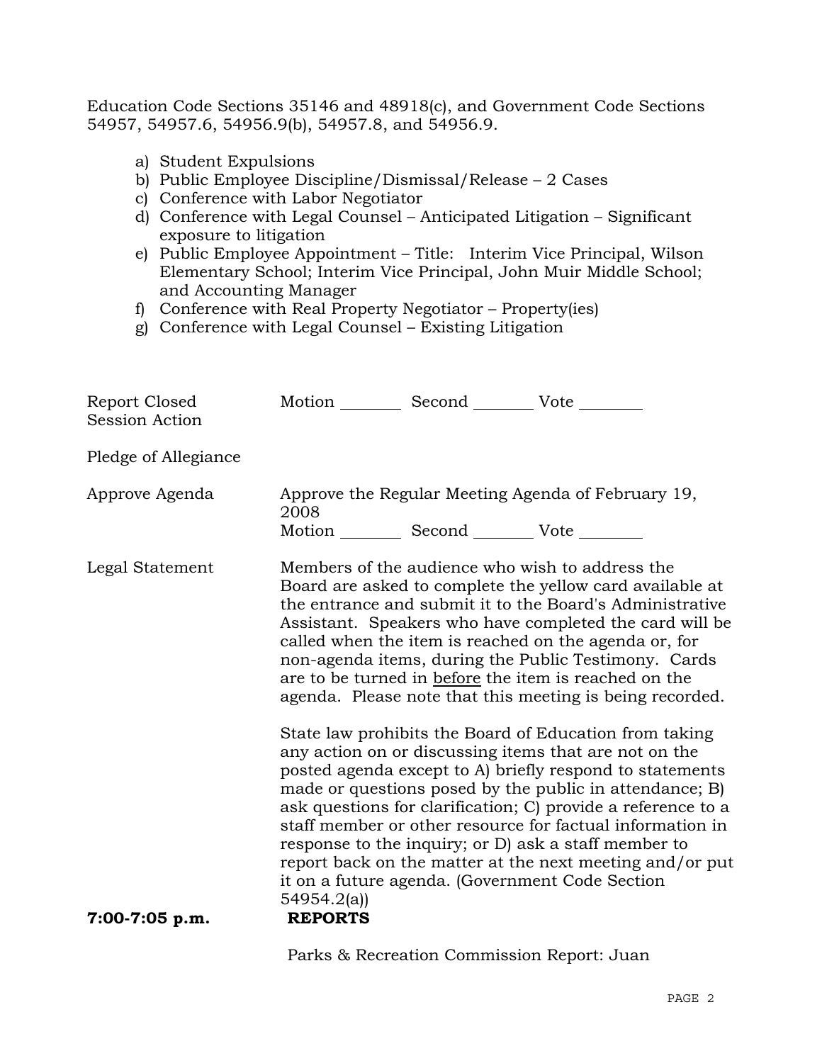Education Code Sections 35146 and 48918(c), and Government Code Sections 54957, 54957.6, 54956.9(b), 54957.8, and 54956.9.

a) Student Expulsions
b) Public Employee Discipline/Dismissal/Release – 2 Cases
c) Conference with Labor Negotiator
d) Conference with Legal Counsel – Anticipated Litigation – Significant exposure to litigation
e) Public Employee Appointment – Title: Interim Vice Principal, Wilson Elementary School; Interim Vice Principal, John Muir Middle School; and Accounting Manager
f) Conference with Real Property Negotiator – Property(ies)
g) Conference with Legal Counsel – Existing Litigation

Report Closed Session Action — Motion ________ Second ________ Vote ________

Pledge of Allegiance

Approve Agenda — Approve the Regular Meeting Agenda of February 19, 2008
Motion ________ Second ________ Vote ________

Legal Statement — Members of the audience who wish to address the Board are asked to complete the yellow card available at the entrance and submit it to the Board's Administrative Assistant. Speakers who have completed the card will be called when the item is reached on the agenda or, for non-agenda items, during the Public Testimony. Cards are to be turned in before the item is reached on the agenda. Please note that this meeting is being recorded.

State law prohibits the Board of Education from taking any action on or discussing items that are not on the posted agenda except to A) briefly respond to statements made or questions posed by the public in attendance; B) ask questions for clarification; C) provide a reference to a staff member or other resource for factual information in response to the inquiry; or D) ask a staff member to report back on the matter at the next meeting and/or put it on a future agenda. (Government Code Section 54954.2(a))

**7:00-7:05 p.m.** **REPORTS**

Parks & Recreation Commission Report: Juan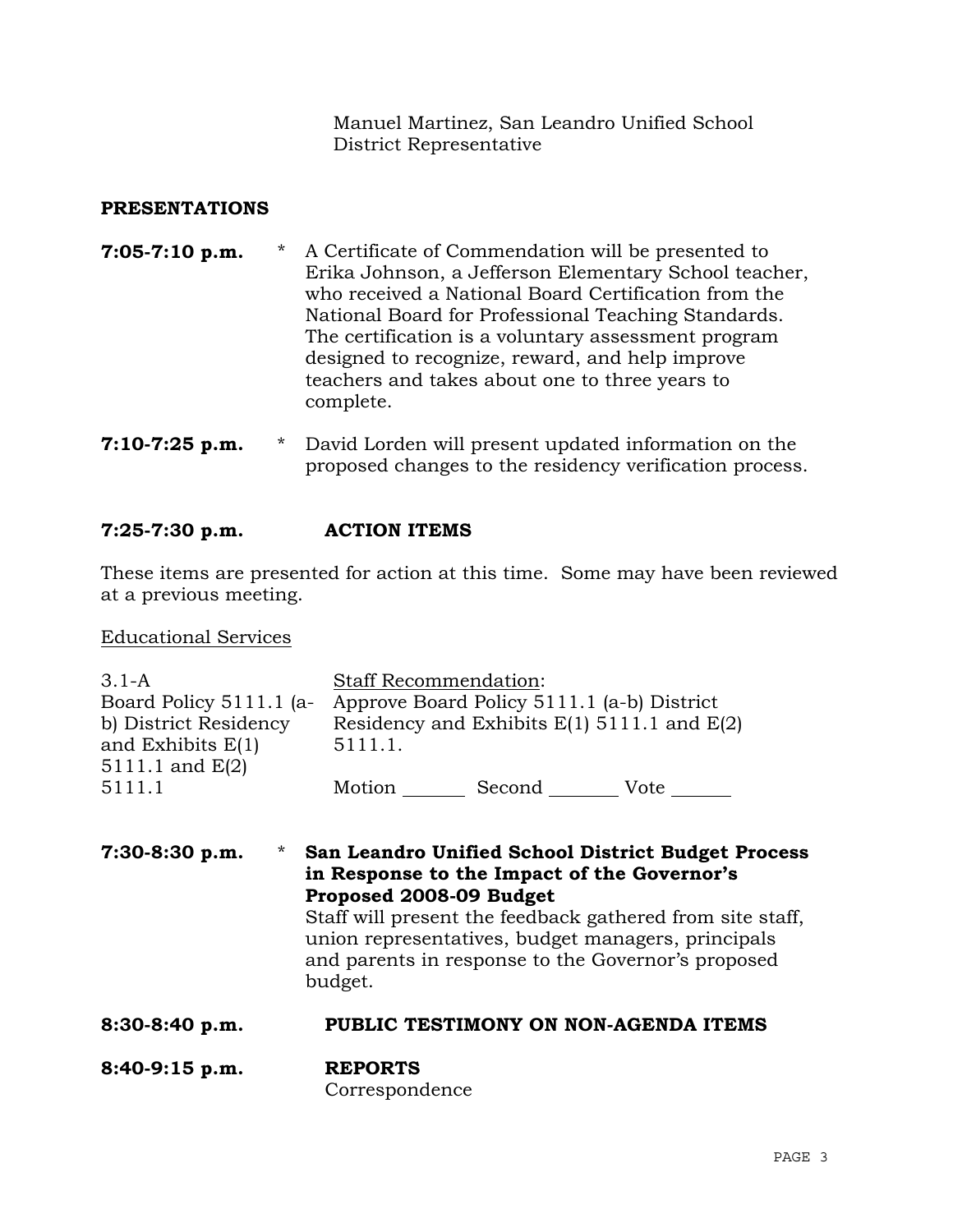Manuel Martinez, San Leandro Unified School District Representative

**PRESENTATIONS**

**7:05-7:10 p.m.** * A Certificate of Commendation will be presented to Erika Johnson, a Jefferson Elementary School teacher, who received a National Board Certification from the National Board for Professional Teaching Standards. The certification is a voluntary assessment program designed to recognize, reward, and help improve teachers and takes about one to three years to complete.

**7:10-7:25 p.m.** * David Lorden will present updated information on the proposed changes to the residency verification process.

**7:25-7:30 p.m. ACTION ITEMS**

These items are presented for action at this time. Some may have been reviewed at a previous meeting.

Educational Services

3.1-A
Board Policy 5111.1 (a-b) District Residency and Exhibits E(1) 5111.1 and E(2) 5111.1

Staff Recommendation:
Approve Board Policy 5111.1 (a-b) District Residency and Exhibits E(1) 5111.1 and E(2) 5111.1.

Motion _______ Second _______ Vote _______

**7:30-8:30 p.m.** * **San Leandro Unified School District Budget Process in Response to the Impact of the Governor's Proposed 2008-09 Budget**
Staff will present the feedback gathered from site staff, union representatives, budget managers, principals and parents in response to the Governor's proposed budget.

**8:30-8:40 p.m. PUBLIC TESTIMONY ON NON-AGENDA ITEMS**

**8:40-9:15 p.m. REPORTS**
Correspondence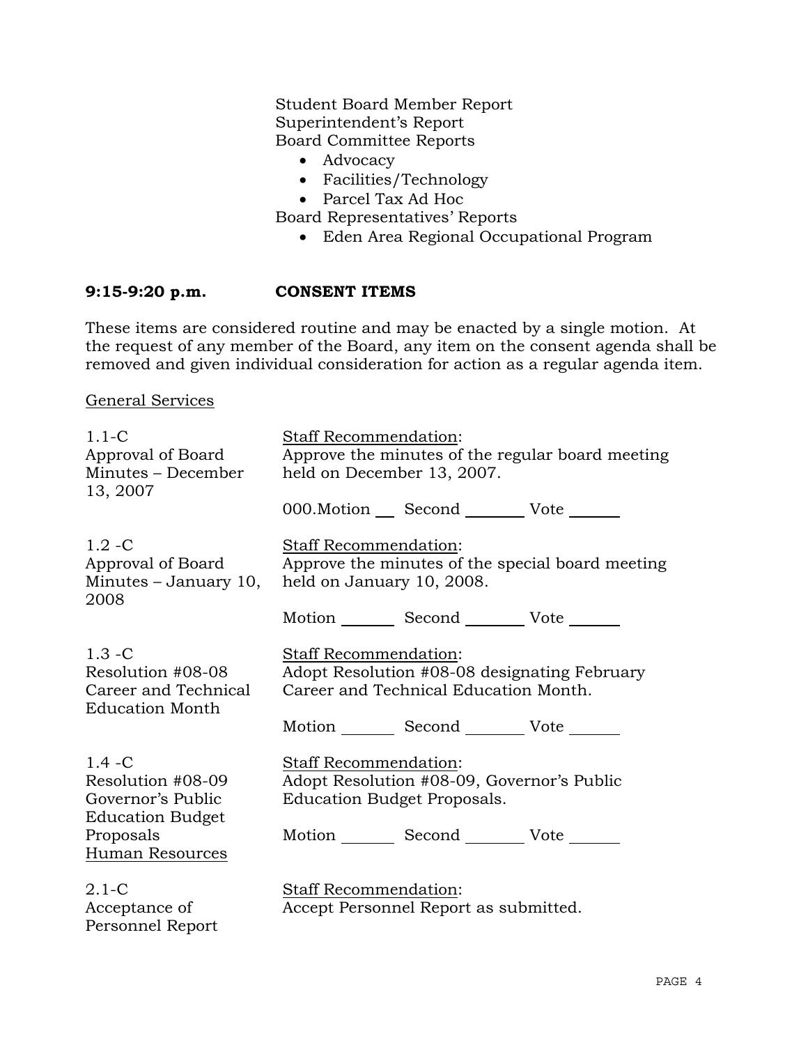Student Board Member Report
Superintendent's Report
Board Committee Reports

- Advocacy
- Facilities/Technology
- Parcel Tax Ad Hoc

Board Representatives' Reports

- Eden Area Regional Occupational Program

**9:15-9:20 p.m. CONSENT ITEMS**

These items are considered routine and may be enacted by a single motion. At the request of any member of the Board, any item on the consent agenda shall be removed and given individual consideration for action as a regular agenda item.

General Services

1.1-C
Approval of Board Minutes – December 13, 2007

Staff Recommendation:
Approve the minutes of the regular board meeting held on December 13, 2007.

000.Motion __ Second _______ Vote ______

1.2 -C
Approval of Board Minutes – January 10, 2008

Staff Recommendation:
Approve the minutes of the special board meeting held on January 10, 2008.

Motion _______ Second _______ Vote ______

1.3 -C
Resolution #08-08 Career and Technical Education Month

Staff Recommendation:
Adopt Resolution #08-08 designating February Career and Technical Education Month.

Motion _______ Second _______ Vote ______

1.4 -C
Resolution #08-09 Governor's Public Education Budget Proposals

Staff Recommendation:
Adopt Resolution #08-09, Governor's Public Education Budget Proposals.

Motion _______ Second _______ Vote ______

Human Resources

2.1-C
Acceptance of Personnel Report

Staff Recommendation:
Accept Personnel Report as submitted.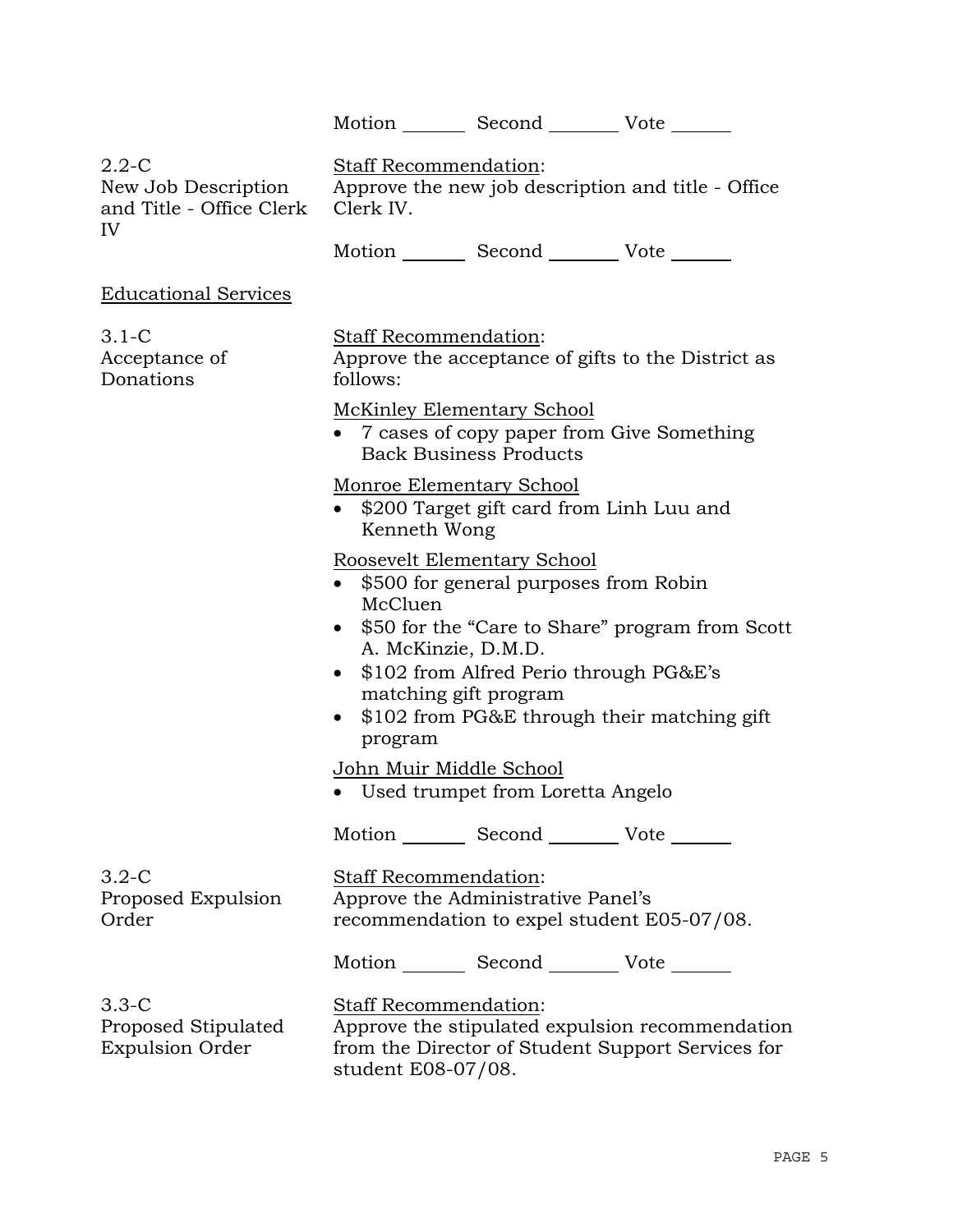Motion _______ Second _______ Vote _______

2.2-C
New Job Description and Title - Office Clerk IV

Staff Recommendation:
Approve the new job description and title - Office Clerk IV.

Motion _______ Second _______ Vote _______

Educational Services

3.1-C
Acceptance of Donations

Staff Recommendation:
Approve the acceptance of gifts to the District as follows:

McKinley Elementary School
- 7 cases of copy paper from Give Something Back Business Products

Monroe Elementary School
- $200 Target gift card from Linh Luu and Kenneth Wong

Roosevelt Elementary School
- $500 for general purposes from Robin McCluen
- $50 for the "Care to Share" program from Scott A. McKinzie, D.M.D.
- $102 from Alfred Perio through PG&E's matching gift program
- $102 from PG&E through their matching gift program

John Muir Middle School
- Used trumpet from Loretta Angelo

Motion _______ Second _______ Vote _______

3.2-C
Proposed Expulsion Order

Staff Recommendation:
Approve the Administrative Panel's recommendation to expel student E05-07/08.

Motion _______ Second _______ Vote _______

3.3-C
Proposed Stipulated Expulsion Order

Staff Recommendation:
Approve the stipulated expulsion recommendation from the Director of Student Support Services for student E08-07/08.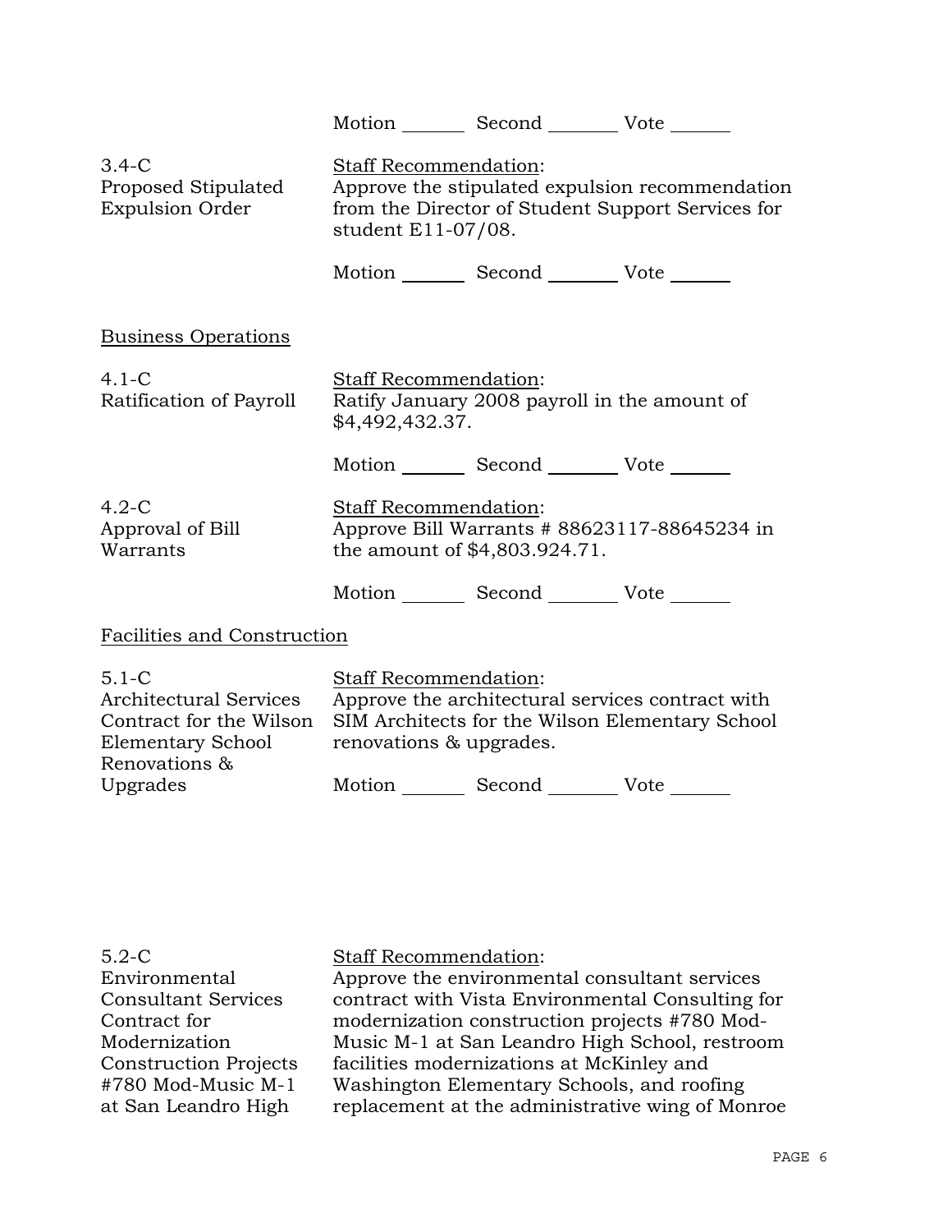Motion _______ Second _______ Vote _______

3.4-C
Proposed Stipulated Expulsion Order

Staff Recommendation:
Approve the stipulated expulsion recommendation from the Director of Student Support Services for student E11-07/08.

Motion _______ Second _______ Vote _______

## Business Operations

4.1-C
Ratification of Payroll

Staff Recommendation:
Ratify January 2008 payroll in the amount of $4,492,432.37.

Motion _______ Second _______ Vote _______

4.2-C
Approval of Bill Warrants

Staff Recommendation:
Approve Bill Warrants # 88623117-88645234 in the amount of $4,803.924.71.

Motion _______ Second _______ Vote _______

## Facilities and Construction

5.1-C
Architectural Services Contract for the Wilson Elementary School Renovations & Upgrades

Staff Recommendation:
Approve the architectural services contract with SIM Architects for the Wilson Elementary School renovations & upgrades.

Motion _______ Second _______ Vote _______

5.2-C
Environmental Consultant Services Contract for Modernization Construction Projects #780 Mod-Music M-1 at San Leandro High

Staff Recommendation:
Approve the environmental consultant services contract with Vista Environmental Consulting for modernization construction projects #780 Mod-Music M-1 at San Leandro High School, restroom facilities modernizations at McKinley and Washington Elementary Schools, and roofing replacement at the administrative wing of Monroe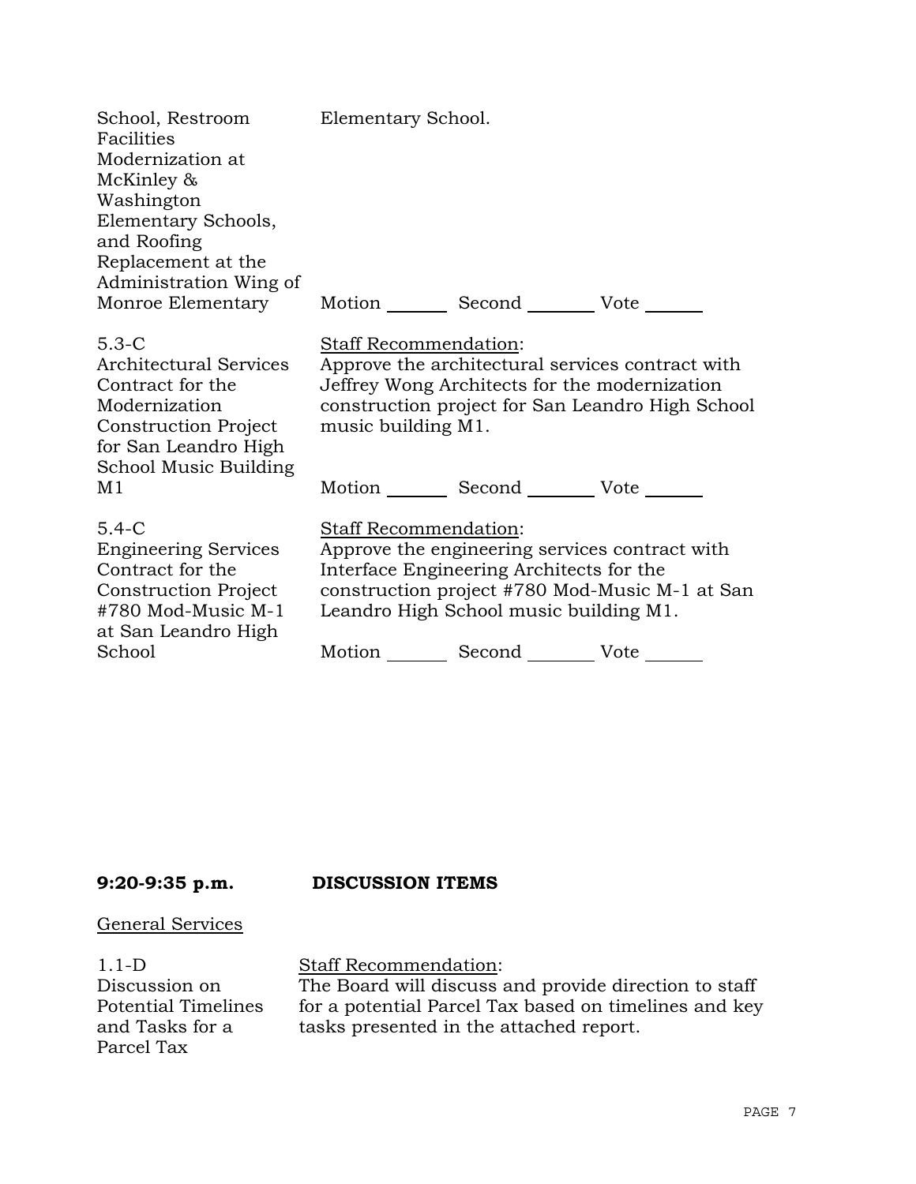| | |
|---|---|
| School, Restroom Facilities Modernization at McKinley & Washington Elementary Schools, and Roofing Replacement at the Administration Wing of Monroe Elementary | Elementary School.<br><br>Motion _______ Second _______ Vote ______ |
| 5.3-C<br>Architectural Services Contract for the Modernization Construction Project for San Leandro High School Music Building M1 | Staff Recommendation:<br>Approve the architectural services contract with Jeffrey Wong Architects for the modernization construction project for San Leandro High School music building M1.<br><br>Motion _______ Second _______ Vote ______ |
| 5.4-C<br>Engineering Services Contract for the Construction Project #780 Mod-Music M-1 at San Leandro High School | Staff Recommendation:<br>Approve the engineering services contract with Interface Engineering Architects for the construction project #780 Mod-Music M-1 at San Leandro High School music building M1.<br><br>Motion _______ Second _______ Vote ______ |

**9:20-9:35 p.m. DISCUSSION ITEMS**

General Services

| | |
|---|---|
| 1.1-D<br>Discussion on Potential Timelines and Tasks for a Parcel Tax | Staff Recommendation:<br>The Board will discuss and provide direction to staff for a potential Parcel Tax based on timelines and key tasks presented in the attached report. |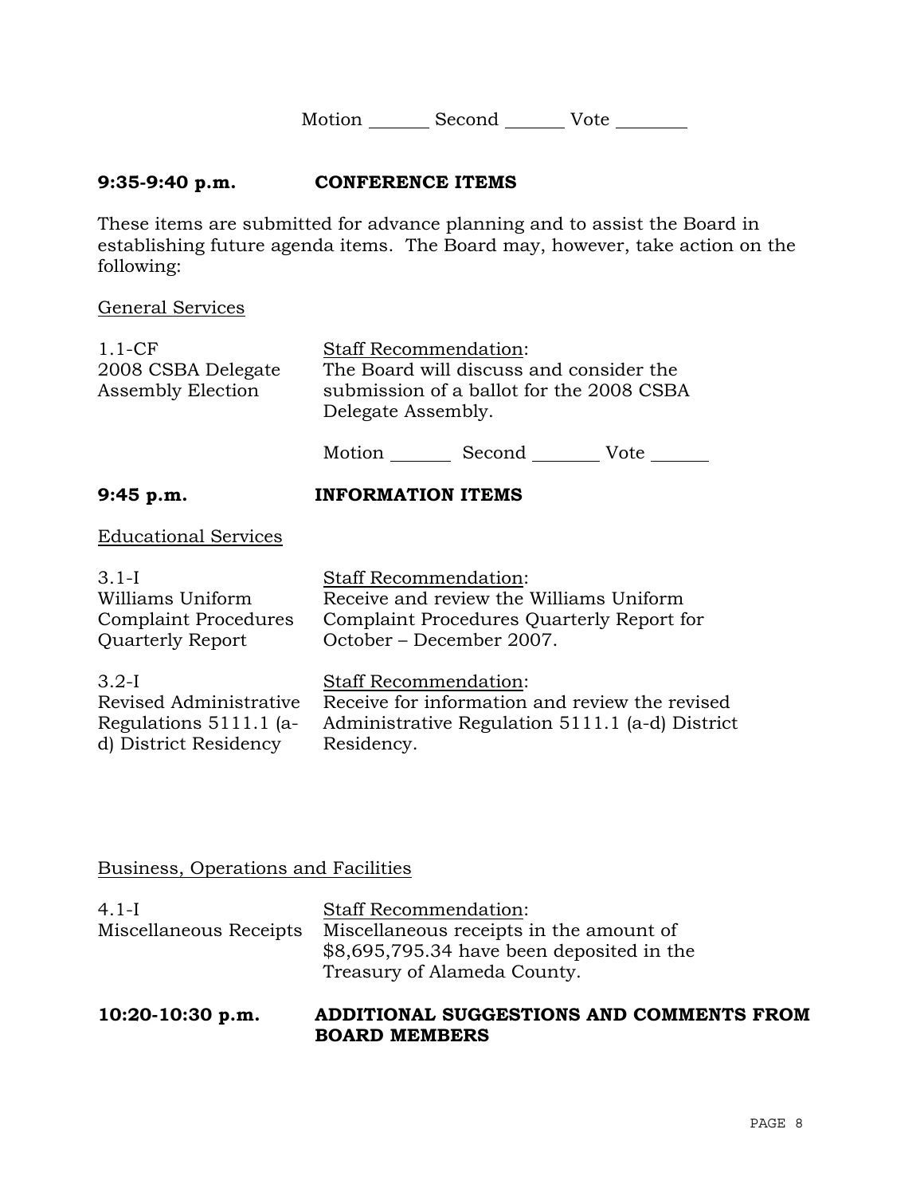Motion _______ Second _______ Vote ________

**9:35-9:40 p.m. CONFERENCE ITEMS**

These items are submitted for advance planning and to assist the Board in establishing future agenda items. The Board may, however, take action on the following:

General Services

| | |
|---|---|
| 1.1-CF<br>2008 CSBA Delegate Assembly Election | Staff Recommendation:<br>The Board will discuss and consider the submission of a ballot for the 2008 CSBA Delegate Assembly. |

Motion _______ Second ________ Vote _______

**9:45 p.m. INFORMATION ITEMS**

Educational Services

| | |
|---|---|
| 3.1-I<br>Williams Uniform Complaint Procedures Quarterly Report | Staff Recommendation:<br>Receive and review the Williams Uniform Complaint Procedures Quarterly Report for October – December 2007. |
| 3.2-I<br>Revised Administrative Regulations 5111.1 (a-d) District Residency | Staff Recommendation:<br>Receive for information and review the revised Administrative Regulation 5111.1 (a-d) District Residency. |

Business, Operations and Facilities

| | |
|---|---|
| 4.1-I<br>Miscellaneous Receipts | Staff Recommendation:<br>Miscellaneous receipts in the amount of $8,695,795.34 have been deposited in the Treasury of Alameda County. |

**10:20-10:30 p.m. ADDITIONAL SUGGESTIONS AND COMMENTS FROM BOARD MEMBERS**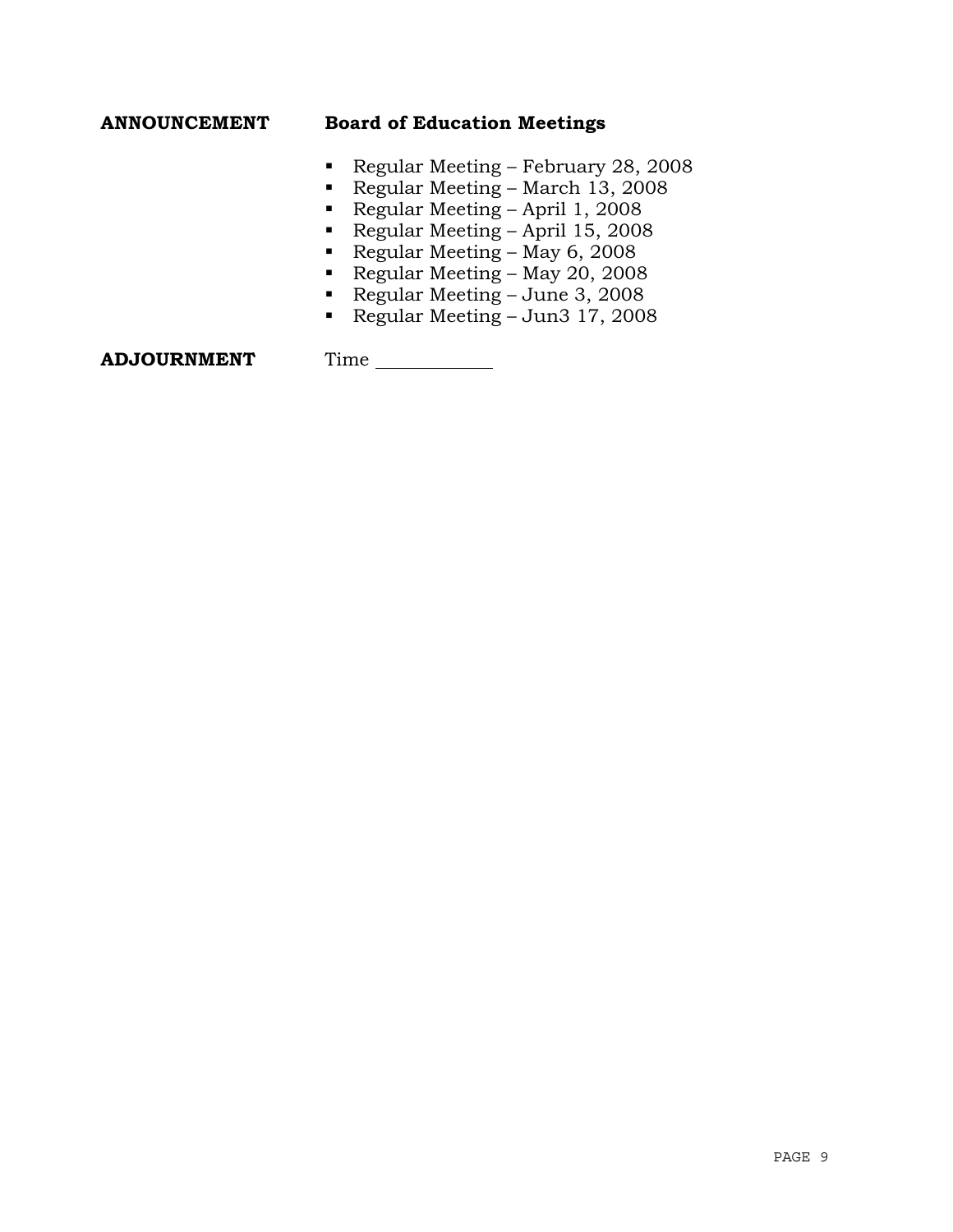**ANNOUNCEMENT** **Board of Education Meetings**

- Regular Meeting – February 28, 2008
- Regular Meeting – March 13, 2008
- Regular Meeting – April 1, 2008
- Regular Meeting – April 15, 2008
- Regular Meeting – May 6, 2008
- Regular Meeting – May 20, 2008
- Regular Meeting – June 3, 2008
- Regular Meeting – Jun3 17, 2008

**ADJOURNMENT** Time ____________